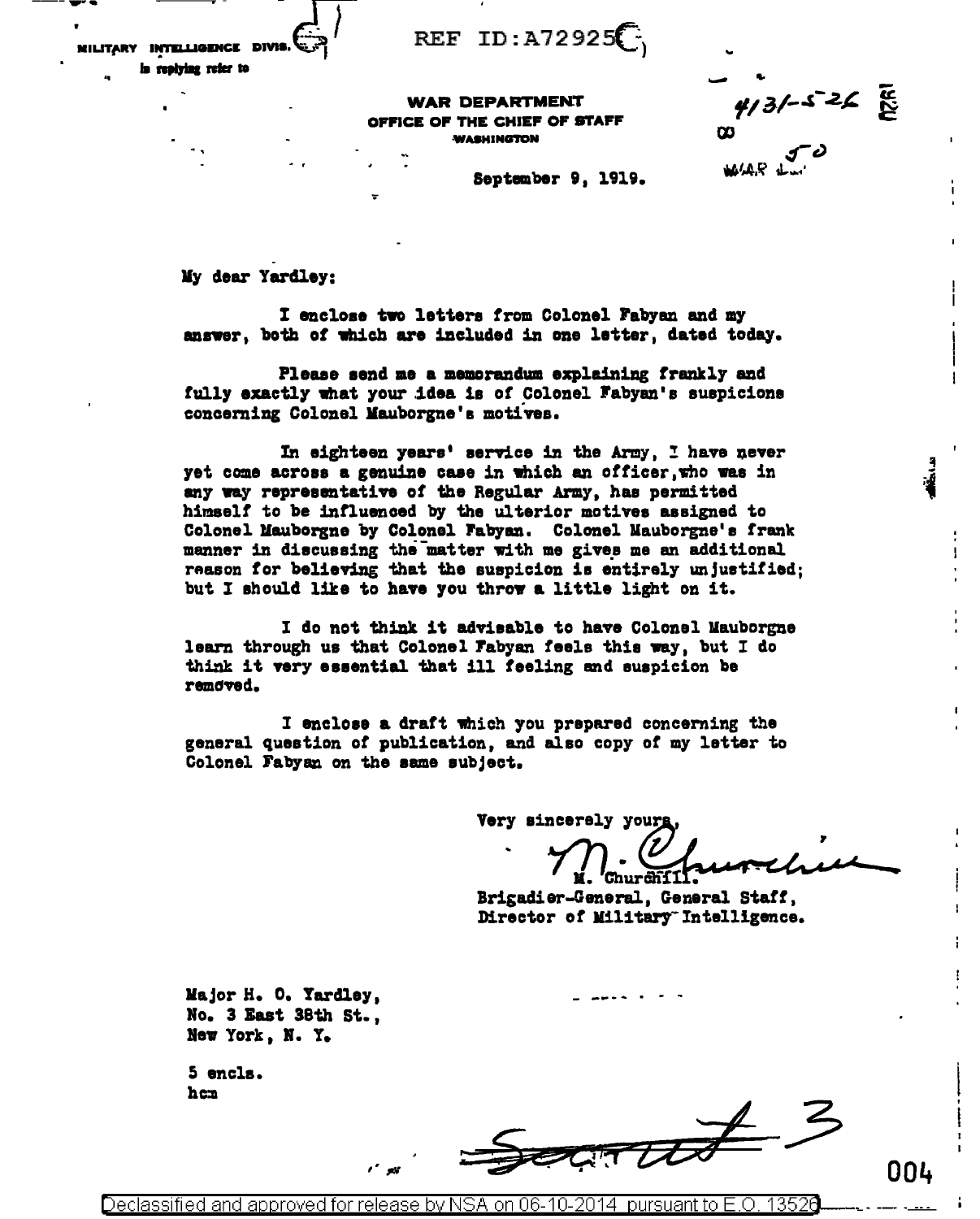MILITARY INTELLIGENCE DIVIS.
In replying refer to

REF ID:A72925

**WAR DEPARTMENT**
**OFFICE OF THE CHIEF OF STAFF**
**WASHINGTON**

4131-5-26
WAR 50

September 9, 1919.

My dear Yardley:

I enclose two letters from Colonel Fabyan and my answer, both of which are included in one letter, dated today.

Please send me a memorandum explaining frankly and fully exactly what your idea is of Colonel Fabyan's suspicions concerning Colonel Mauborgne's motives.

In eighteen years' service in the Army, I have never yet come across a genuine case in which an officer, who was in any way representative of the Regular Army, has permitted himself to be influenced by the ulterior motives assigned to Colonel Mauborgne by Colonel Fabyan. Colonel Mauborgne's frank manner in discussing the matter with me gives me an additional reason for believing that the suspicion is entirely unjustified; but I should like to have you throw a little light on it.

I do not think it advisable to have Colonel Mauborgne learn through us that Colonel Fabyan feels this way, but I do think it very essential that ill feeling and suspicion be removed.

I enclose a draft which you prepared concerning the general question of publication, and also copy of my letter to Colonel Fabyan on the same subject.

Very sincerely yours,

M. Churchill.
Brigadier-General, General Staff,
Director of Military Intelligence.

Major H. O. Yardley,
No. 3 East 38th St.,
New York, N. Y.

5 encls.
hcm

Secret #3

Declassified and approved for release by NSA on 06-10-2014 pursuant to E.O. 13526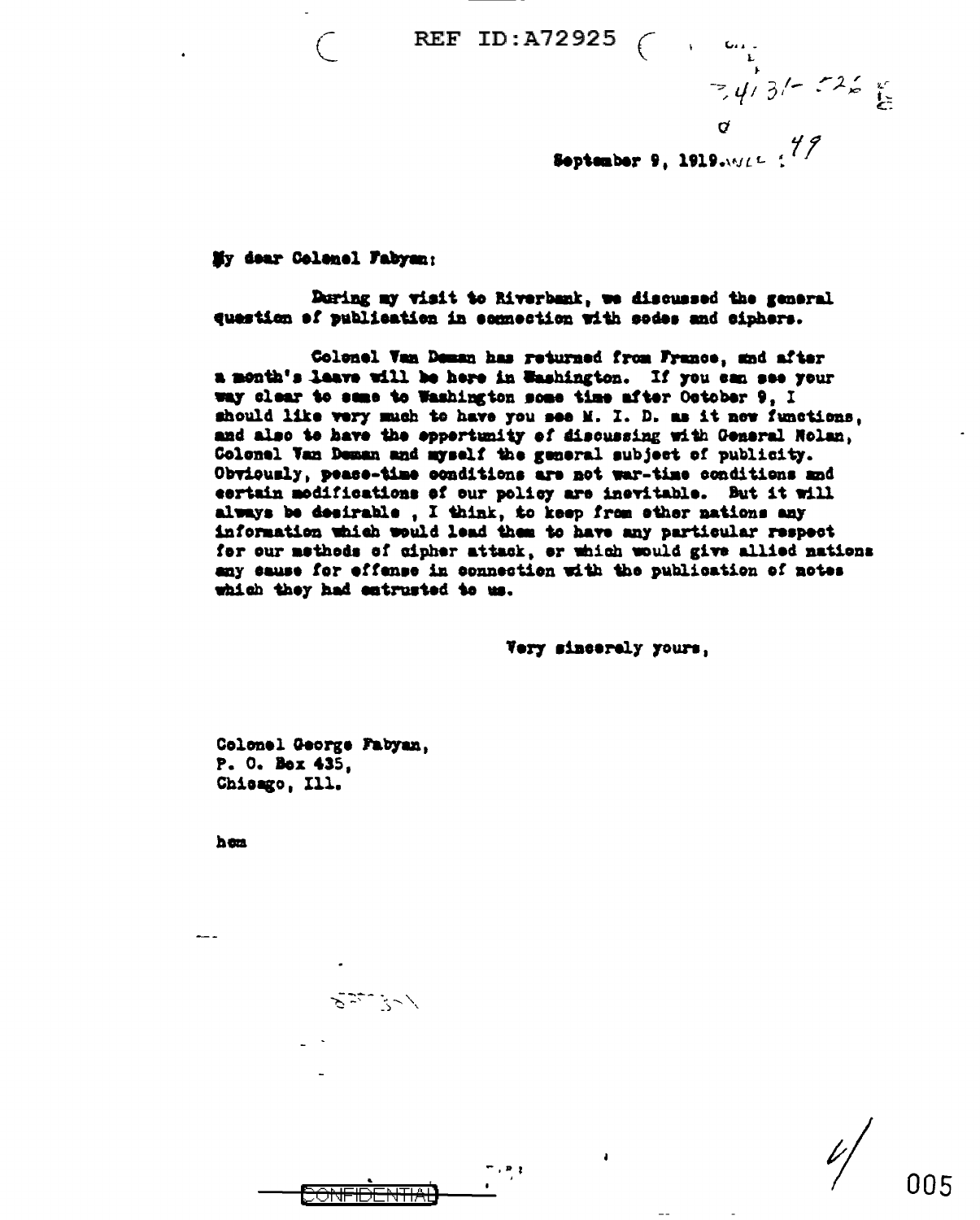September 9, 1919.

My dear Colonel Fabyan:

During my visit to Riverbank, we discussed the general question of publication in connection with codes and ciphers.

Colonel Van Deman has returned from France, and after a month's leave will be here in Washington. If you can see your way clear to come to Washington some time after October 9, I should like very much to have you see M. I. D. as it now functions, and also to have the opportunity of discussing with General Nolan, Colonel Van Deman and myself the general subject of publicity. Obviously, peace-time conditions are not war-time conditions and certain modifications of our policy are inevitable. But it will always be desirable , I think, to keep from other nations any information which would lead them to have any particular respect for our methods of cipher attack, or which would give allied nations any cause for offense in connection with the publication of notes which they had entrusted to us.

Very sincerely yours,

Colonel George Fabyan,
P. O. Box 435,
Chicago, Ill.

hem

CONFIDENTIAL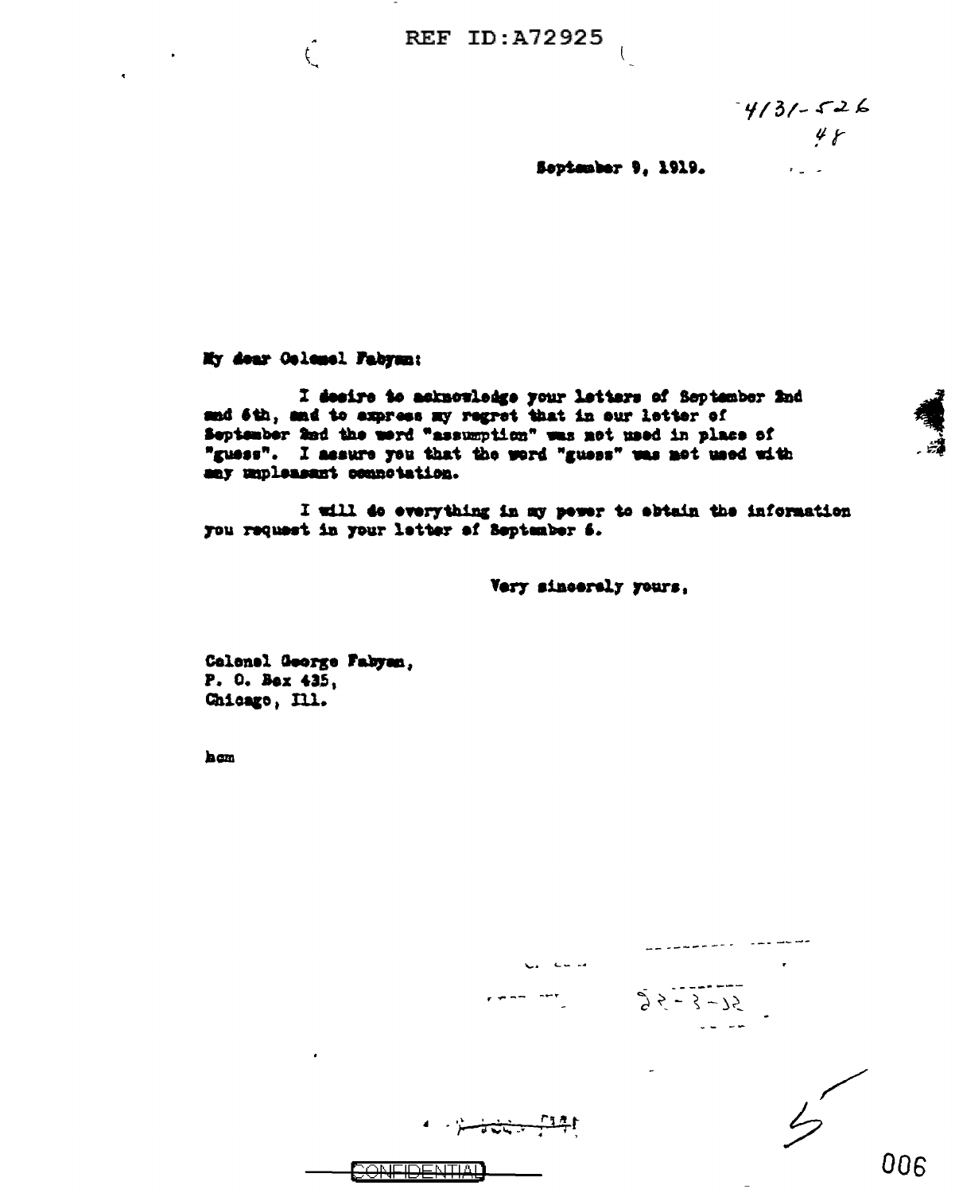4131-526
48

September 9, 1919.

My dear Colonel Fabyan:

I desire to acknowledge your letters of September 2nd and 6th, and to express my regret that in our letter of September 2nd the word "assumption" was not used in place of "guess". I assure you that the word "guess" was not used with any unpleasant connotation.

I will do everything in my power to obtain the information you request in your letter of September 6.

Very sincerely yours,

Colonel George Fabyan,
P. O. Box 435,
Chicago, Ill.

hcm

CONFIDENTIAL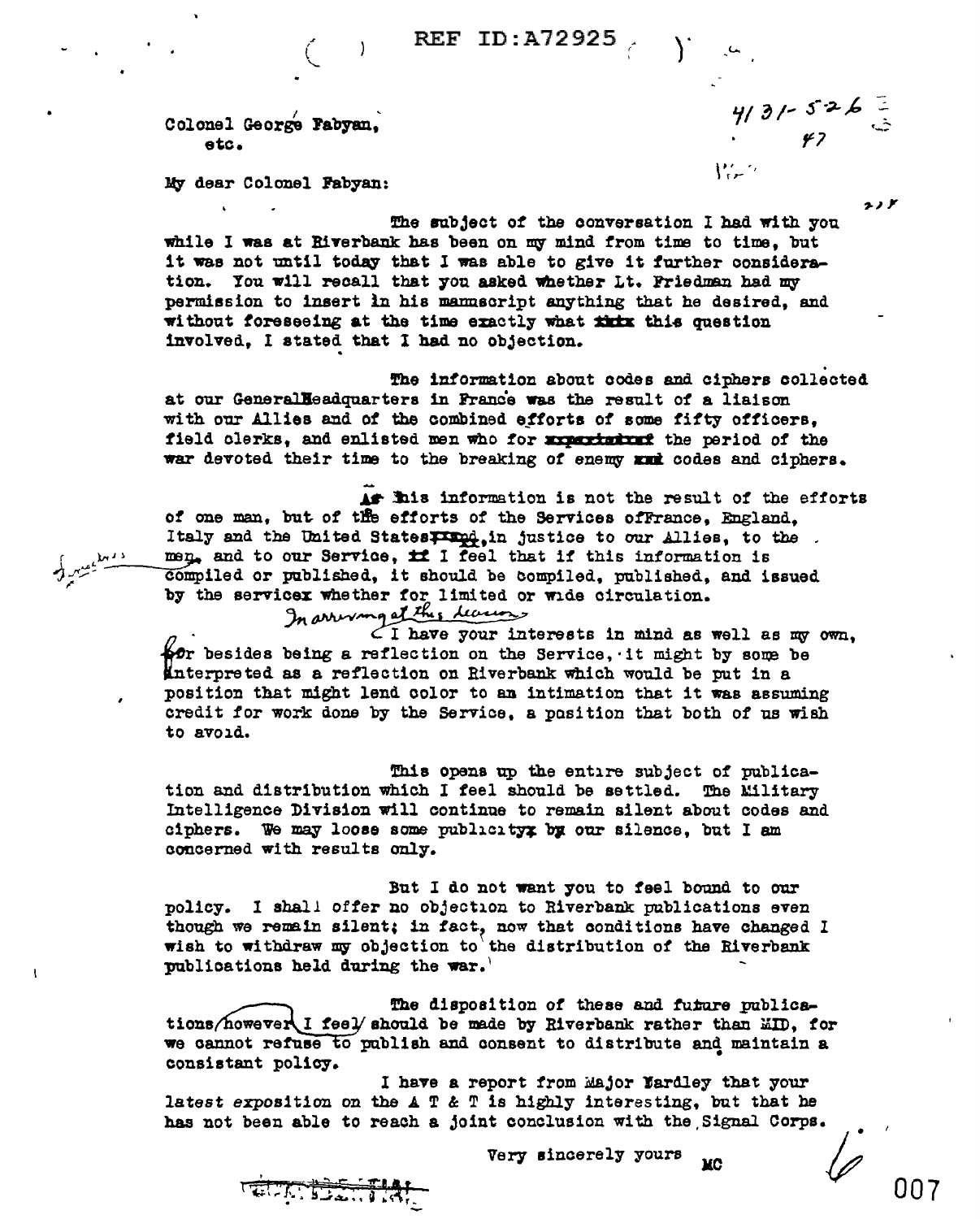REF ID:A72925

4131-526
47

Colonel George Fabyan,
etc.

My dear Colonel Fabyan:

The subject of the conversation I had with you while I was at Riverbank has been on my mind from time to time, but it was not until today that I was able to give it further consideration. You will recall that you asked whether Lt. Friedman had my permission to insert in his manuscript anything that he desired, and without foreseeing at the time exactly what ~~this~~ this question involved, I stated that I had no objection.

The information about codes and ciphers collected at our GeneralHeadquarters in France was the result of a liaison with our Allies and of the combined efforts of some fifty officers, field clerks, and enlisted men who for ~~xxxxxxxx~~ the period of the war devoted their time to the breaking of enemy ~~xxx~~ codes and ciphers.

As this information is not the result of the efforts of one man, but of the efforts of the Services ofFrance, England, Italy and the United States~~xxxx~~,in justice to our Allies, to the men, and to our Service, ~~it~~ I feel that if this information is compiled or published, it should be compiled, published, and issued by the service~~x~~ whether for limited or wide circulation.

In arriving at this decision I have your interests in mind as well as my own, for besides being a reflection on the Service, it might by some be interpreted as a reflection on Riverbank which would be put in a position that might lend color to an intimation that it was assuming credit for work done by the Service, a position that both of us wish to avoid.

This opens up the entire subject of publication and distribution which I feel should be settled. The Military Intelligence Division will continue to remain silent about codes and ciphers. We may loose some publicity~~x~~ by our silence, but I am concerned with results only.

But I do not want you to feel bound to our policy. I shall offer no objection to Riverbank publications even though we remain silent; in fact, now that conditions have changed I wish to withdraw my objection to the distribution of the Riverbank publications held during the war.

The disposition of these and future publications, however, I feel should be made by Riverbank rather than MID, for we cannot refuse to publish and consent to distribute and maintain a consistant policy.

I have a report from Major Yardley that your latest exposition on the A T & T is highly interesting, but that he has not been able to reach a joint conclusion with the Signal Corps.

Very sincerely yours

MC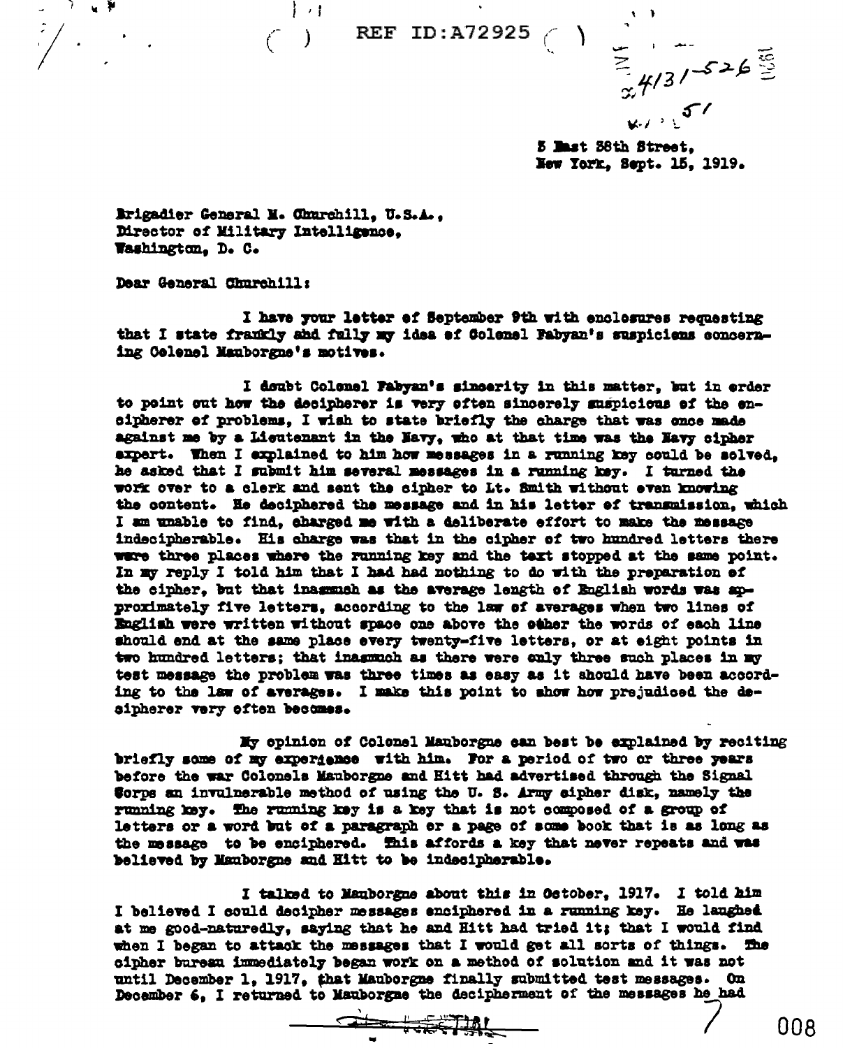REF ID:A72925

5 East 38th Street,
New York, Sept. 15, 1919.

Brigadier General M. Churchill, U.S.A.,
Director of Military Intelligence,
Washington, D. C.

Dear General Churchill:

I have your letter of September 9th with enclosures requesting that I state frankly and fully my idea of Colonel Fabyan's suspicions concerning Colonel Mauborgne's motives.

I doubt Colonel Fabyan's sincerity in this matter, but in order to point out how the decipherer is very often sincerely suspicious of the encipherer of problems, I wish to state briefly the charge that was once made against me by a Lieutenant in the Navy, who at that time was the Navy cipher expert. When I explained to him how messages in a running key could be solved, he asked that I submit him several messages in a running key. I turned the work over to a clerk and sent the cipher to Lt. Smith without even knowing the content. He deciphered the message and in his letter of transmission, which I am unable to find, charged me with a deliberate effort to make the message indecipherable. His charge was that in the cipher of two hundred letters there were three places where the running key and the text stopped at the same point. In my reply I told him that I had had nothing to do with the preparation of the cipher, but that inasmuch as the average length of English words was approximately five letters, according to the law of averages when two lines of English were written without space one above the other the words of each line should end at the same place every twenty-five letters, or at eight points in two hundred letters; that inasmuch as there were only three such places in my test message the problem was three times as easy as it should have been according to the law of averages. I make this point to show how prejudiced the decipherer very often becomes.

My opinion of Colonel Mauborgne can best be explained by reciting briefly some of my experience with him. For a period of two or three years before the war Colonels Mauborgne and Hitt had advertised through the Signal Corps an invulnerable method of using the U. S. Army cipher disk, namely the running key. The running key is a key that is not composed of a group of letters or a word but of a paragraph or a page of some book that is as long as the message to be enciphered. This affords a key that never repeats and was believed by Mauborgne and Hitt to be indecipherable.

I talked to Mauborgne about this in October, 1917. I told him I believed I could decipher messages enciphered in a running key. He laughed at me good-naturedly, saying that he and Hitt had tried it; that I would find when I began to attack the messages that I would get all sorts of things. The cipher bureau immediately began work on a method of solution and it was not until December 1, 1917, that Mauborgne finally submitted test messages. On December 6, I returned to Mauborgne the decipherment of the messages he had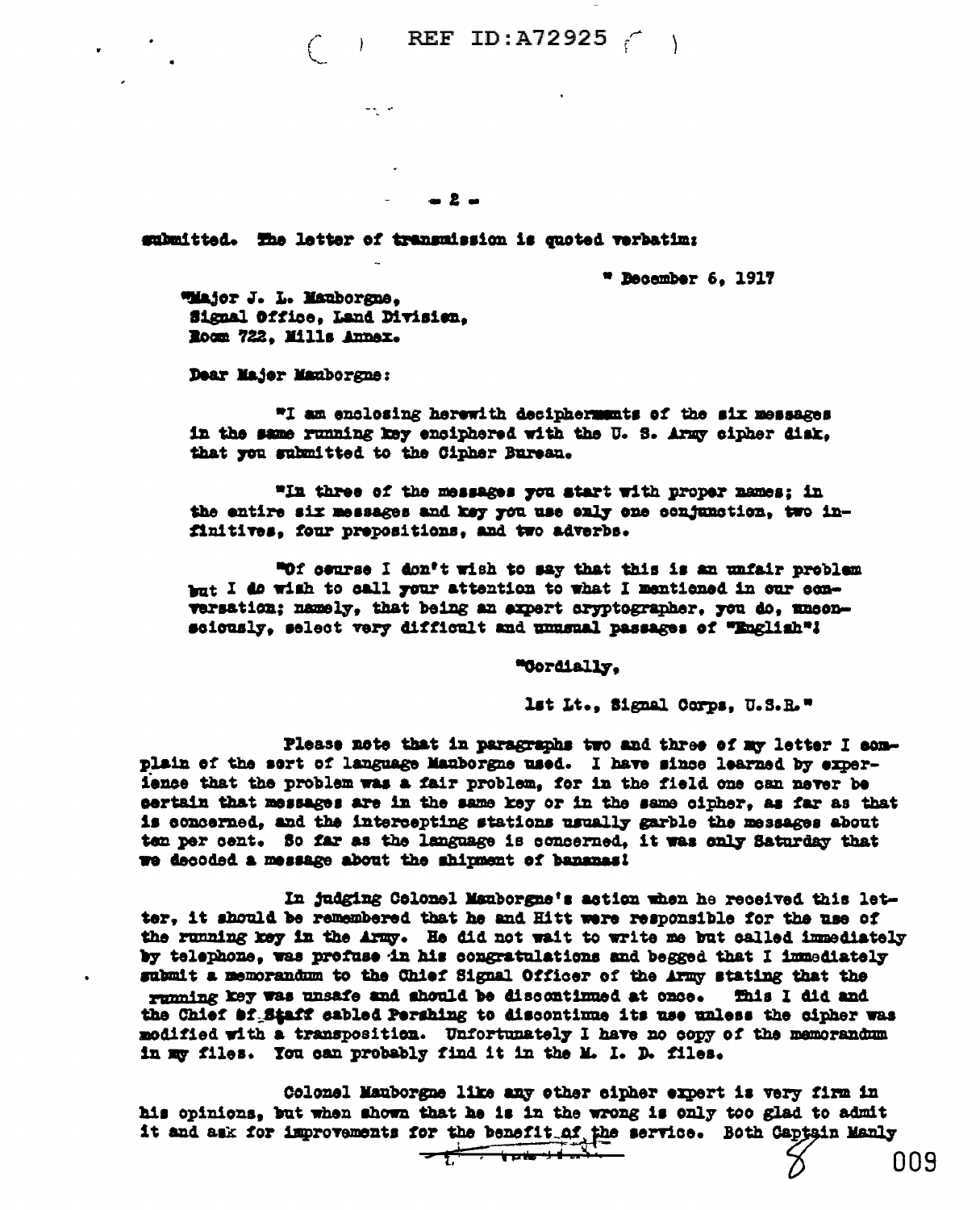submitted. The letter of transmission is quoted verbatim:

" December 6, 1917

"Major J. L. Mauborgne,
Signal Office, Land Division,
Room 722, Mills Annex.

Dear Major Mauborgne:

"I am enclosing herewith decipherments of the six messages in the same running key enciphered with the U. S. Army cipher disk, that you submitted to the Cipher Bureau.

"In three of the messages you start with proper names; in the entire six messages and key you use only one conjunction, two infinitives, four prepositions, and two adverbs.

"Of course I don't wish to say that this is an unfair problem but I do wish to call your attention to what I mentioned in our conversation; namely, that being an expert cryptographer, you do, unconsciously, select very difficult and unusual passages of "English"!

"Cordially,

1st Lt., Signal Corps, U.S.R."

Please note that in paragraphs two and three of my letter I complain of the sort of language Mauborgne used. I have since learned by experience that the problem was a fair problem, for in the field one can never be certain that messages are in the same key or in the same cipher, as far as that is concerned, and the intercepting stations usually garble the messages about ten per cent. So far as the language is concerned, it was only Saturday that we decoded a message about the shipment of bananas!

In judging Colonel Mauborgne's action when he received this letter, it should be remembered that he and Hitt were responsible for the use of the running key in the Army. He did not wait to write me but called immediately by telephone, was profuse in his congratulations and begged that I immediately submit a memorandum to the Chief Signal Officer of the Army stating that the running key was unsafe and should be discontinued at once. This I did and the Chief of Staff cabled Pershing to discontinue its use unless the cipher was modified with a transposition. Unfortunately I have no copy of the memorandum in my files. You can probably find it in the M. I. D. files.

Colonel Mauborgne like any other cipher expert is very firm in his opinions, but when shown that he is in the wrong is only too glad to admit it and ask for improvements for the benefit of the service. Both Captain Manly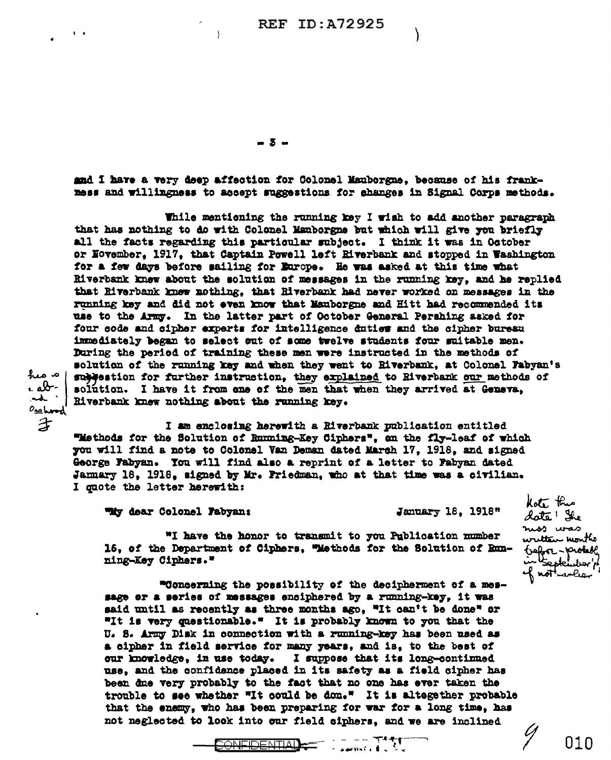and I have a very deep affection for Colonel Mauborgne, because of his frankness and willingness to accept suggestions for changes in Signal Corps methods.

While mentioning the running key I wish to add another paragraph that has nothing to do with Colonel Mauborgne but which will give you briefly all the facts regarding this particular subject. I think it was in October or November, 1917, that Captain Powell left Riverbank and stopped in Washington for a few days before sailing for Europe. He was asked at this time what Riverbank knew about the solution of messages in the running key, and he replied that Riverbank knew nothing, that Riverbank had never worked on messages in the running key and did not even know that Mauborgne and Hitt had recommended its use to the Army. In the latter part of October General Pershing asked for four code and cipher experts for intelligence duties and the cipher bureau immediately began to select out of some twelve students four suitable men. During the period of training these men were instructed in the methods of solution of the running key and when they went to Riverbank, at Colonel Fabyan's suggestion for further instruction, they explained to Riverbank our methods of solution. I have it from one of the men that when they arrived at Geneva, Riverbank knew nothing about the running key.

I am enclosing herewith a Riverbank publication entitled "Methods for the Solution of Running-Key Ciphers", on the fly-leaf of which you will find a note to Colonel Van Deman dated March 17, 1918, and signed George Fabyan. You will find also a reprint of a letter to Fabyan dated January 18, 1918, signed by Mr. Friedman, who at that time was a civilian. I quote the letter herewith:

"My dear Colonel Fabyan: January 18, 1918"

"I have the honor to transmit to you Publication number 16, of the Department of Ciphers, "Methods for the Solution of Running-Key Ciphers."

"Concerning the possibility of the decipherment of a message or a series of messages enciphered by a running-key, it was said until as recently as three months ago, "It can't be done" or "It is very questionable." It is probably known to you that the U. S. Army Disk in connection with a running-key has been used as a cipher in field service for many years, and is, to the best of our knowledge, in use today. I suppose that its long-continued use, and the confidence placed in its safety as a field cipher has been due very probably to the fact that no one has ever taken the trouble to see whether "It could be done." It is altogether probable that the enemy, who has been preparing for war for a long time, has not neglected to look into our field ciphers, and we are inclined

CONFIDENTIAL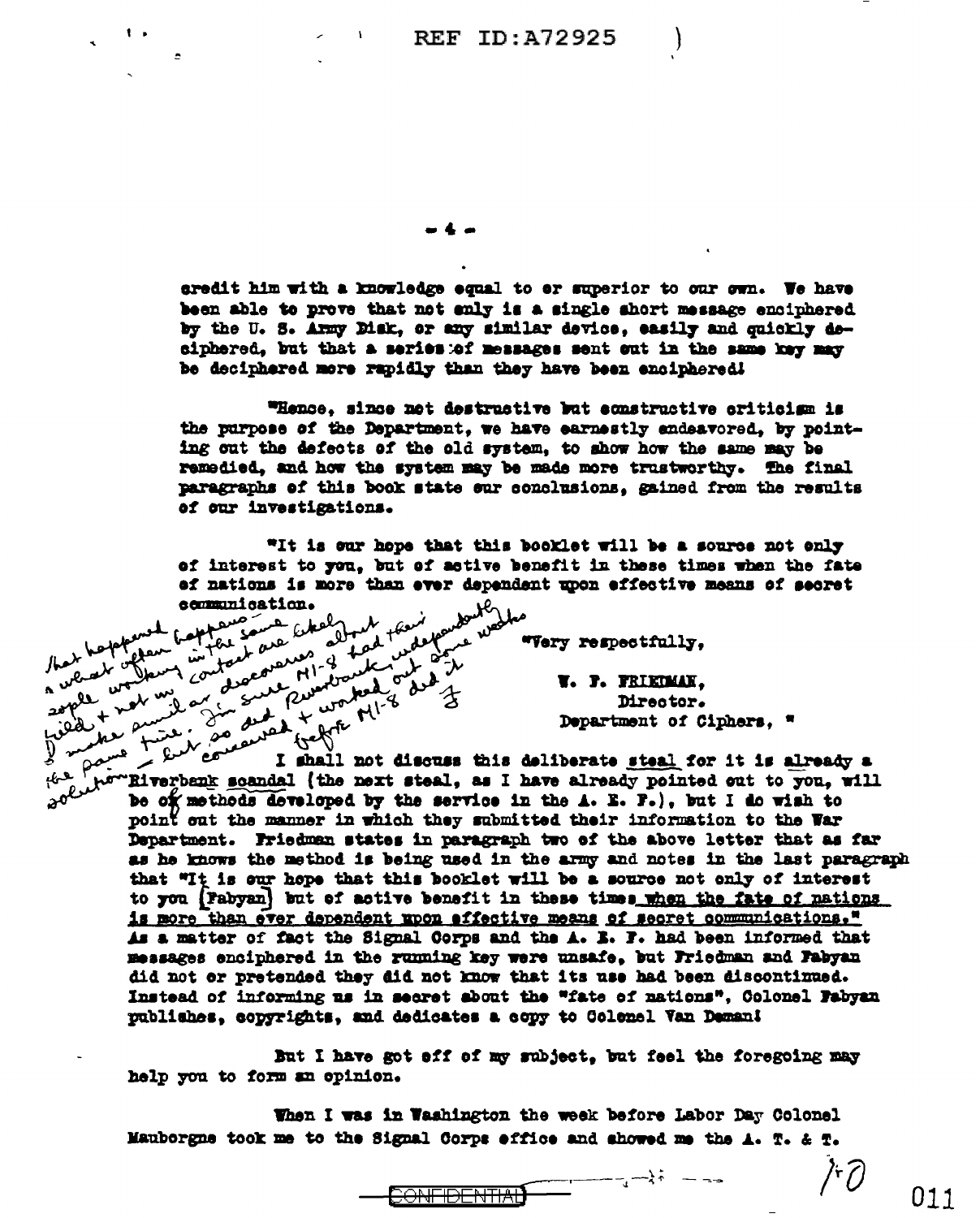credit him with a knowledge equal to or superior to our own. We have been able to prove that not only is a single short message enciphered by the U. S. Army Disk, or any similar device, easily and quickly deciphered, but that a series of messages sent out in the same key may be deciphered more rapidly than they have been enciphered!

"Hence, since not destructive but constructive criticism is the purpose of the Department, we have earnestly endeavored, by pointing out the defects of the old system, to show how the same may be remedied, and how the system may be made more trustworthy. The final paragraphs of this book state our conclusions, gained from the results of our investigations.

"It is our hope that this booklet will be a source not only of interest to you, but of active benefit in these times when the fate of nations is more than ever dependent upon effective means of secret communication.

"Very respectfully,

W. F. FRIEDMAN,
Director.
Department of Ciphers."

That happened happens the same likely about their independently a what often in the contact are discoveries MI-8 had done works people working contact ar similar... I'm sure Riverbank worked out the field + not in ... so did + worked MI-8 did it I make true. but conceived before MI-8 the same — solution F

I shall not discuss this deliberate steal for it is already a Riverbank scandal (the next steal, as I have already pointed out to you, will be of methods developed by the service in the A. E. F.), but I do wish to point out the manner in which they submitted their information to the War Department. Friedman states in paragraph two of the above letter that as far as he knows the method is being used in the army and notes in the last paragraph that "It is our hope that this booklet will be a source not only of interest to you [Fabyan] but of active benefit in these times when the fate of nations is more than ever dependent upon effective means of secret communications." As a matter of fact the Signal Corps and the A. E. F. had been informed that messages enciphered in the running key were unsafe, but Friedman and Fabyan did not or pretended they did not know that its use had been discontinued. Instead of informing us in secret about the "fate of nations", Colonel Fabyan publishes, copyrights, and dedicates a copy to Colonel Van Deman!

But I have got off of my subject, but feel the foregoing may help you to form an opinion.

When I was in Washington the week before Labor Day Colonel Mauborgne took me to the Signal Corps office and showed me the A. T. & T.

CONFIDENTIAL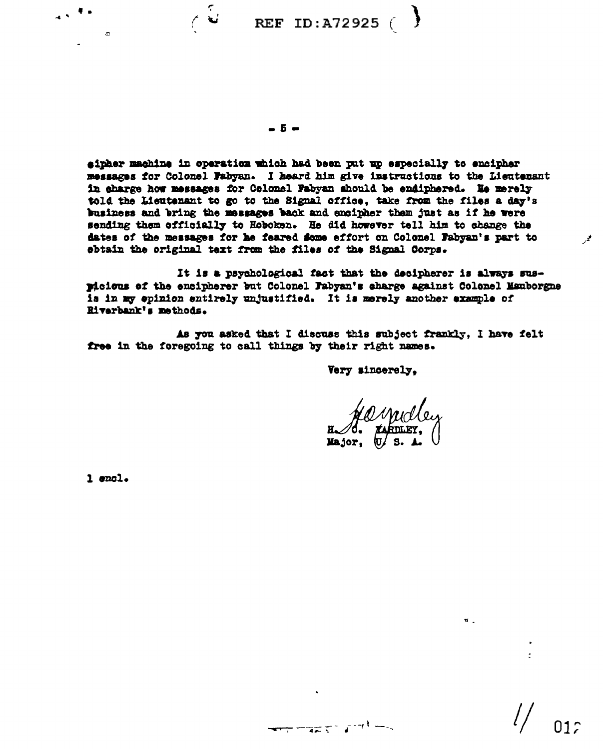cipher machine in operation which had been put up especially to encipher messages for Colonel Fabyan. I heard him give instructions to the Lieutenant in charge how messages for Colonel Fabyan should be enciphered. He merely told the Lieutenant to go to the Signal office, take from the files a day's business and bring the messages back and encipher them just as if he were sending them officially to Hoboken. He did however tell him to change the dates of the messages for he feared some effort on Colonel Fabyan's part to obtain the original text from the files of the Signal Corps.

It is a psychological fact that the decipherer is always suspicious of the encipherer but Colonel Fabyan's charge against Colonel Mauborgne is in my opinion entirely unjustified. It is merely another example of Riverbank's methods.

As you asked that I discuss this subject frankly, I have felt free in the foregoing to call things by their right names.

Very sincerely,

H. O. YARDLEY,
Major, U. S. A.

1 encl.